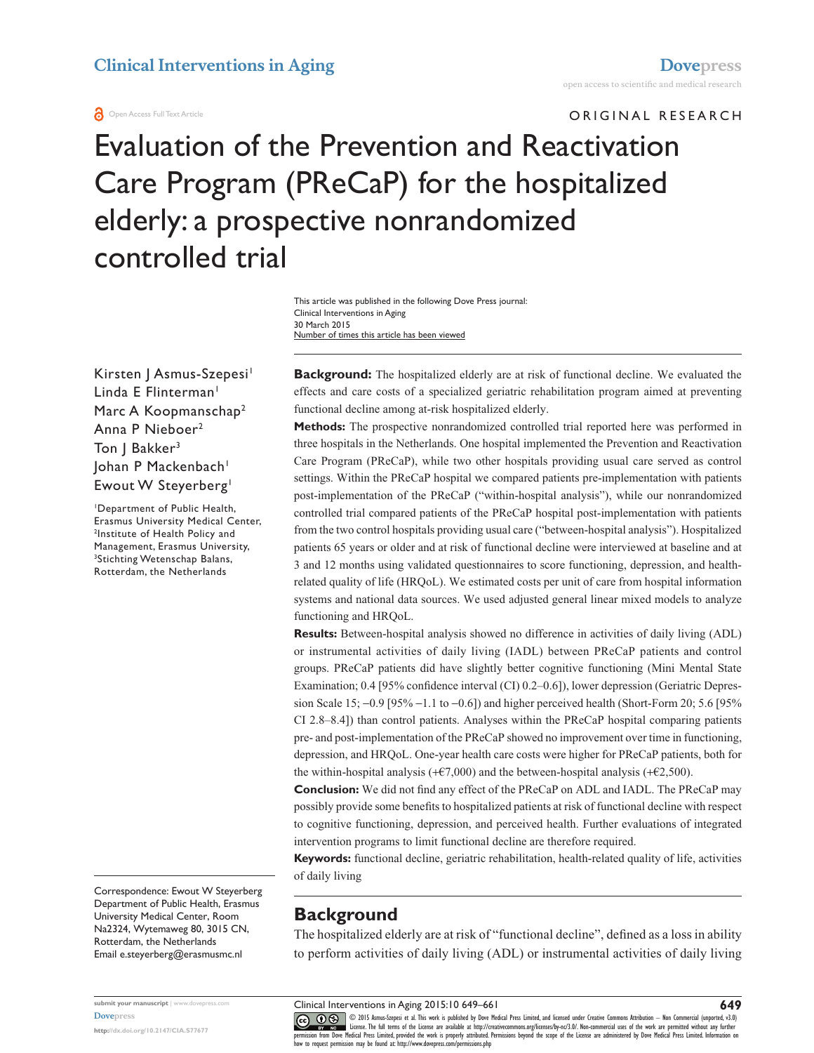Open Access Full Text Article

ORIGINAL RESEARCH

# Evaluation of the Prevention and Reactivation Care Program (PReCaP) for the hospitalized elderly: a prospective nonrandomized controlled trial

This article was published in the following Dove Press journal:
Clinical Interventions in Aging
30 March 2015
Number of times this article has been viewed

Kirsten J Asmus-Szepesi[1]
Linda E Flinterman[1]
Marc A Koopmanschap[2]
Anna P Nieboer[2]
Ton J Bakker[3]
Johan P Mackenbach[1]
Ewout W Steyerberg[1]

[1]Department of Public Health, Erasmus University Medical Center, [2]Institute of Health Policy and Management, Erasmus University, [3]Stichting Wetenschap Balans, Rotterdam, the Netherlands

**Background:** The hospitalized elderly are at risk of functional decline. We evaluated the effects and care costs of a specialized geriatric rehabilitation program aimed at preventing functional decline among at-risk hospitalized elderly.

**Methods:** The prospective nonrandomized controlled trial reported here was performed in three hospitals in the Netherlands. One hospital implemented the Prevention and Reactivation Care Program (PReCaP), while two other hospitals providing usual care served as control settings. Within the PReCaP hospital we compared patients pre-implementation with patients post-implementation of the PReCaP ("within-hospital analysis"), while our nonrandomized controlled trial compared patients of the PReCaP hospital post-implementation with patients from the two control hospitals providing usual care ("between-hospital analysis"). Hospitalized patients 65 years or older and at risk of functional decline were interviewed at baseline and at 3 and 12 months using validated questionnaires to score functioning, depression, and health-related quality of life (HRQoL). We estimated costs per unit of care from hospital information systems and national data sources. We used adjusted general linear mixed models to analyze functioning and HRQoL.

**Results:** Between-hospital analysis showed no difference in activities of daily living (ADL) or instrumental activities of daily living (IADL) between PReCaP patients and control groups. PReCaP patients did have slightly better cognitive functioning (Mini Mental State Examination; 0.4 [95% confidence interval (CI) 0.2–0.6]), lower depression (Geriatric Depression Scale 15; −0.9 [95% −1.1 to −0.6]) and higher perceived health (Short-Form 20; 5.6 [95% CI 2.8–8.4]) than control patients. Analyses within the PReCaP hospital comparing patients pre- and post-implementation of the PReCaP showed no improvement over time in functioning, depression, and HRQoL. One-year health care costs were higher for PReCaP patients, both for the within-hospital analysis (+€7,000) and the between-hospital analysis (+€2,500).

**Conclusion:** We did not find any effect of the PReCaP on ADL and IADL. The PReCaP may possibly provide some benefits to hospitalized patients at risk of functional decline with respect to cognitive functioning, depression, and perceived health. Further evaluations of integrated intervention programs to limit functional decline are therefore required.

**Keywords:** functional decline, geriatric rehabilitation, health-related quality of life, activities of daily living

Correspondence: Ewout W Steyerberg
Department of Public Health, Erasmus University Medical Center, Room Na2324, Wytemaweg 80, 3015 CN, Rotterdam, the Netherlands
Email e.steyerberg@erasmusmc.nl

## Background

The hospitalized elderly are at risk of "functional decline", defined as a loss in ability to perform activities of daily living (ADL) or instrumental activities of daily living

© 2015 Asmus-Szepesi et al. This work is published by Dove Medical Press Limited, and licensed under Creative Commons Attribution – Non Commercial (unported, v3.0) License. The full terms of the License are available at http://creativecommons.org/licenses/by-nc/3.0/. Non-commercial uses of the work are permitted without any further permission from Dove Medical Press Limited, provided the work is properly attributed. Permissions beyond the scope of the License are administered by Dove Medical Press Limited. Information on how to request permission may be found at: http://www.dovepress.com/permissions.php

http://dx.doi.org/10.2147/CIA.S77677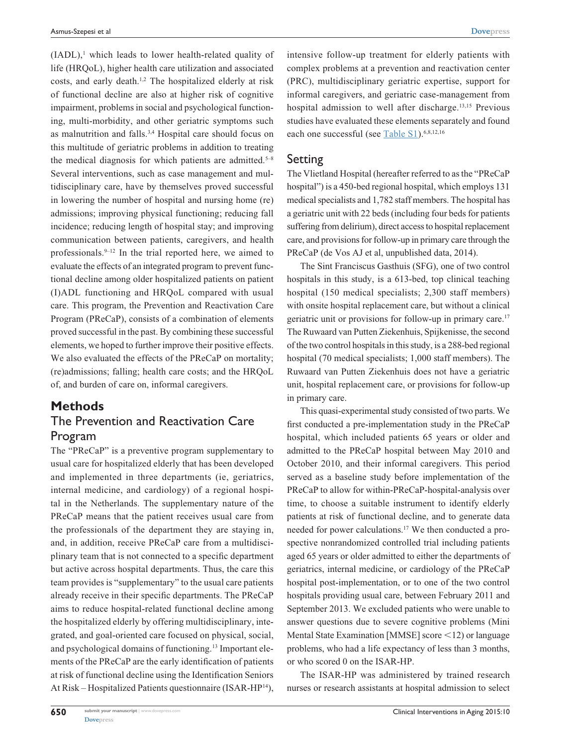(IADL),[1] which leads to lower health-related quality of life (HRQoL), higher health care utilization and associated costs, and early death.[1,2] The hospitalized elderly at risk of functional decline are also at higher risk of cognitive impairment, problems in social and psychological functioning, multi-morbidity, and other geriatric symptoms such as malnutrition and falls.[3,4] Hospital care should focus on this multitude of geriatric problems in addition to treating the medical diagnosis for which patients are admitted.[5–8] Several interventions, such as case management and multidisciplinary care, have by themselves proved successful in lowering the number of hospital and nursing home (re) admissions; improving physical functioning; reducing fall incidence; reducing length of hospital stay; and improving communication between patients, caregivers, and health professionals.[9–12] In the trial reported here, we aimed to evaluate the effects of an integrated program to prevent functional decline among older hospitalized patients on patient (I)ADL functioning and HRQoL compared with usual care. This program, the Prevention and Reactivation Care Program (PReCaP), consists of a combination of elements proved successful in the past. By combining these successful elements, we hoped to further improve their positive effects. We also evaluated the effects of the PReCaP on mortality; (re)admissions; falling; health care costs; and the HRQoL of, and burden of care on, informal caregivers.

## Methods

### The Prevention and Reactivation Care Program

The "PReCaP" is a preventive program supplementary to usual care for hospitalized elderly that has been developed and implemented in three departments (ie, geriatrics, internal medicine, and cardiology) of a regional hospital in the Netherlands. The supplementary nature of the PReCaP means that the patient receives usual care from the professionals of the department they are staying in, and, in addition, receive PReCaP care from a multidisciplinary team that is not connected to a specific department but active across hospital departments. Thus, the care this team provides is "supplementary" to the usual care patients already receive in their specific departments. The PReCaP aims to reduce hospital-related functional decline among the hospitalized elderly by offering multidisciplinary, integrated, and goal-oriented care focused on physical, social, and psychological domains of functioning.[13] Important elements of the PReCaP are the early identification of patients at risk of functional decline using the Identification Seniors At Risk – Hospitalized Patients questionnaire (ISAR-HP[14]), intensive follow-up treatment for elderly patients with complex problems at a prevention and reactivation center (PRC), multidisciplinary geriatric expertise, support for informal caregivers, and geriatric case-management from hospital admission to well after discharge.[13,15] Previous studies have evaluated these elements separately and found each one successful (see Table S1).[6,8,12,16]

### Setting

The Vlietland Hospital (hereafter referred to as the "PReCaP hospital") is a 450-bed regional hospital, which employs 131 medical specialists and 1,782 staff members. The hospital has a geriatric unit with 22 beds (including four beds for patients suffering from delirium), direct access to hospital replacement care, and provisions for follow-up in primary care through the PReCaP (de Vos AJ et al, unpublished data, 2014).

The Sint Franciscus Gasthuis (SFG), one of two control hospitals in this study, is a 613-bed, top clinical teaching hospital (150 medical specialists; 2,300 staff members) with onsite hospital replacement care, but without a clinical geriatric unit or provisions for follow-up in primary care.[17] The Ruwaard van Putten Ziekenhuis, Spijkenisse, the second of the two control hospitals in this study, is a 288-bed regional hospital (70 medical specialists; 1,000 staff members). The Ruwaard van Putten Ziekenhuis does not have a geriatric unit, hospital replacement care, or provisions for follow-up in primary care.

This quasi-experimental study consisted of two parts. We first conducted a pre-implementation study in the PReCaP hospital, which included patients 65 years or older and admitted to the PReCaP hospital between May 2010 and October 2010, and their informal caregivers. This period served as a baseline study before implementation of the PReCaP to allow for within-PReCaP-hospital-analysis over time, to choose a suitable instrument to identify elderly patients at risk of functional decline, and to generate data needed for power calculations.[17] We then conducted a prospective nonrandomized controlled trial including patients aged 65 years or older admitted to either the departments of geriatrics, internal medicine, or cardiology of the PReCaP hospital post-implementation, or to one of the two control hospitals providing usual care, between February 2011 and September 2013. We excluded patients who were unable to answer questions due to severe cognitive problems (Mini Mental State Examination [MMSE] score <12) or language problems, who had a life expectancy of less than 3 months, or who scored 0 on the ISAR-HP.

The ISAR-HP was administered by trained research nurses or research assistants at hospital admission to select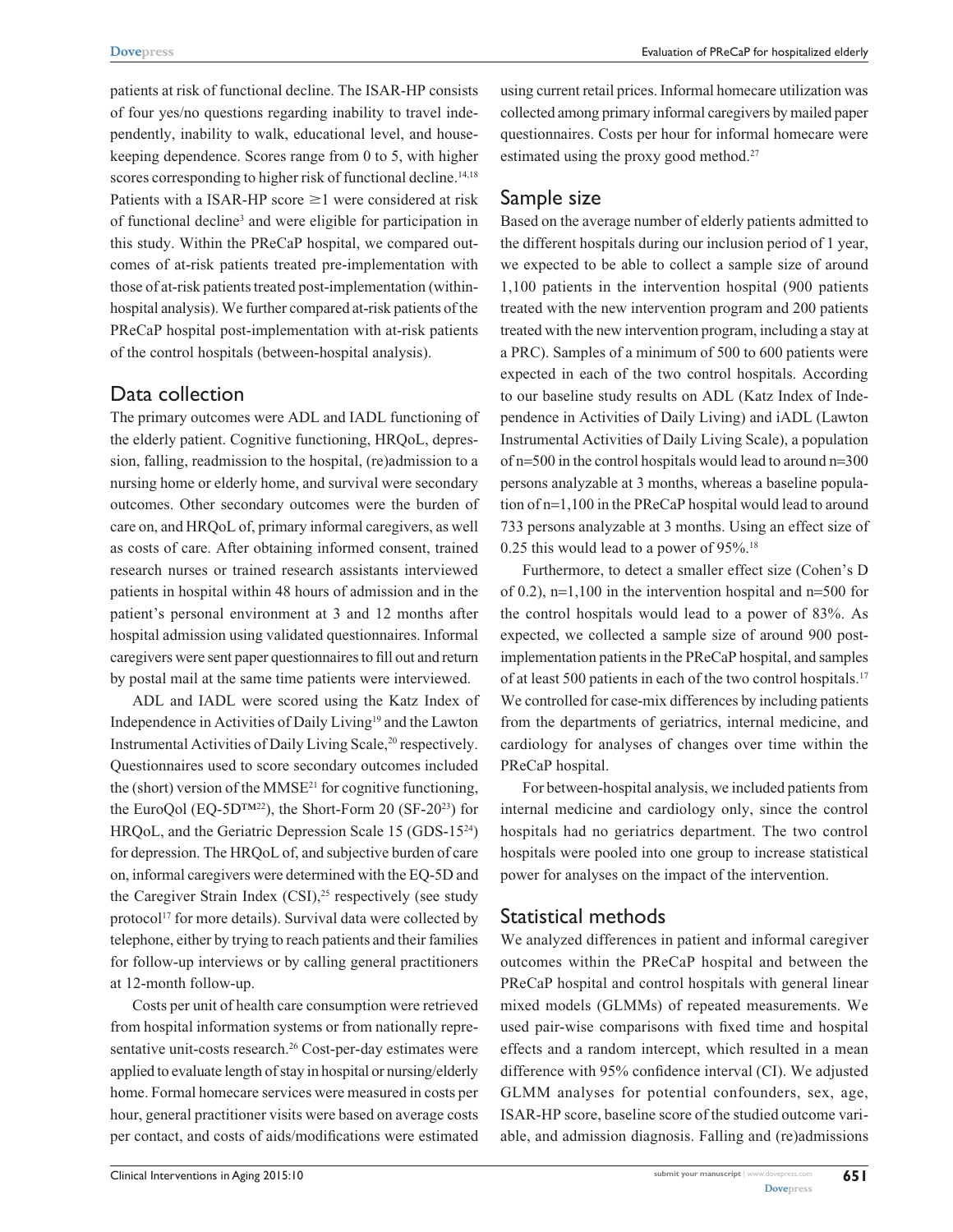patients at risk of functional decline. The ISAR-HP consists of four yes/no questions regarding inability to travel independently, inability to walk, educational level, and housekeeping dependence. Scores range from 0 to 5, with higher scores corresponding to higher risk of functional decline.[14,18] Patients with a ISAR-HP score ≥1 were considered at risk of functional decline[3] and were eligible for participation in this study. Within the PReCaP hospital, we compared outcomes of at-risk patients treated pre-implementation with those of at-risk patients treated post-implementation (within-hospital analysis). We further compared at-risk patients of the PReCaP hospital post-implementation with at-risk patients of the control hospitals (between-hospital analysis).

## Data collection

The primary outcomes were ADL and IADL functioning of the elderly patient. Cognitive functioning, HRQoL, depression, falling, readmission to the hospital, (re)admission to a nursing home or elderly home, and survival were secondary outcomes. Other secondary outcomes were the burden of care on, and HRQoL of, primary informal caregivers, as well as costs of care. After obtaining informed consent, trained research nurses or trained research assistants interviewed patients in hospital within 48 hours of admission and in the patient's personal environment at 3 and 12 months after hospital admission using validated questionnaires. Informal caregivers were sent paper questionnaires to fill out and return by postal mail at the same time patients were interviewed.

ADL and IADL were scored using the Katz Index of Independence in Activities of Daily Living[19] and the Lawton Instrumental Activities of Daily Living Scale,[20] respectively. Questionnaires used to score secondary outcomes included the (short) version of the MMSE[21] for cognitive functioning, the EuroQol (EQ-5D™[22]), the Short-Form 20 (SF-20[23]) for HRQoL, and the Geriatric Depression Scale 15 (GDS-15[24]) for depression. The HRQoL of, and subjective burden of care on, informal caregivers were determined with the EQ-5D and the Caregiver Strain Index (CSI),[25] respectively (see study protocol[17] for more details). Survival data were collected by telephone, either by trying to reach patients and their families for follow-up interviews or by calling general practitioners at 12-month follow-up.

Costs per unit of health care consumption were retrieved from hospital information systems or from nationally representative unit-costs research.[26] Cost-per-day estimates were applied to evaluate length of stay in hospital or nursing/elderly home. Formal homecare services were measured in costs per hour, general practitioner visits were based on average costs per contact, and costs of aids/modifications were estimated using current retail prices. Informal homecare utilization was collected among primary informal caregivers by mailed paper questionnaires. Costs per hour for informal homecare were estimated using the proxy good method.[27]

## Sample size

Based on the average number of elderly patients admitted to the different hospitals during our inclusion period of 1 year, we expected to be able to collect a sample size of around 1,100 patients in the intervention hospital (900 patients treated with the new intervention program and 200 patients treated with the new intervention program, including a stay at a PRC). Samples of a minimum of 500 to 600 patients were expected in each of the two control hospitals. According to our baseline study results on ADL (Katz Index of Independence in Activities of Daily Living) and iADL (Lawton Instrumental Activities of Daily Living Scale), a population of n=500 in the control hospitals would lead to around n=300 persons analyzable at 3 months, whereas a baseline population of n=1,100 in the PReCaP hospital would lead to around 733 persons analyzable at 3 months. Using an effect size of 0.25 this would lead to a power of 95%.[18]

Furthermore, to detect a smaller effect size (Cohen's D of 0.2), n=1,100 in the intervention hospital and n=500 for the control hospitals would lead to a power of 83%. As expected, we collected a sample size of around 900 post-implementation patients in the PReCaP hospital, and samples of at least 500 patients in each of the two control hospitals.[17] We controlled for case-mix differences by including patients from the departments of geriatrics, internal medicine, and cardiology for analyses of changes over time within the PReCaP hospital.

For between-hospital analysis, we included patients from internal medicine and cardiology only, since the control hospitals had no geriatrics department. The two control hospitals were pooled into one group to increase statistical power for analyses on the impact of the intervention.

## Statistical methods

We analyzed differences in patient and informal caregiver outcomes within the PReCaP hospital and between the PReCaP hospital and control hospitals with general linear mixed models (GLMMs) of repeated measurements. We used pair-wise comparisons with fixed time and hospital effects and a random intercept, which resulted in a mean difference with 95% confidence interval (CI). We adjusted GLMM analyses for potential confounders, sex, age, ISAR-HP score, baseline score of the studied outcome variable, and admission diagnosis. Falling and (re)admissions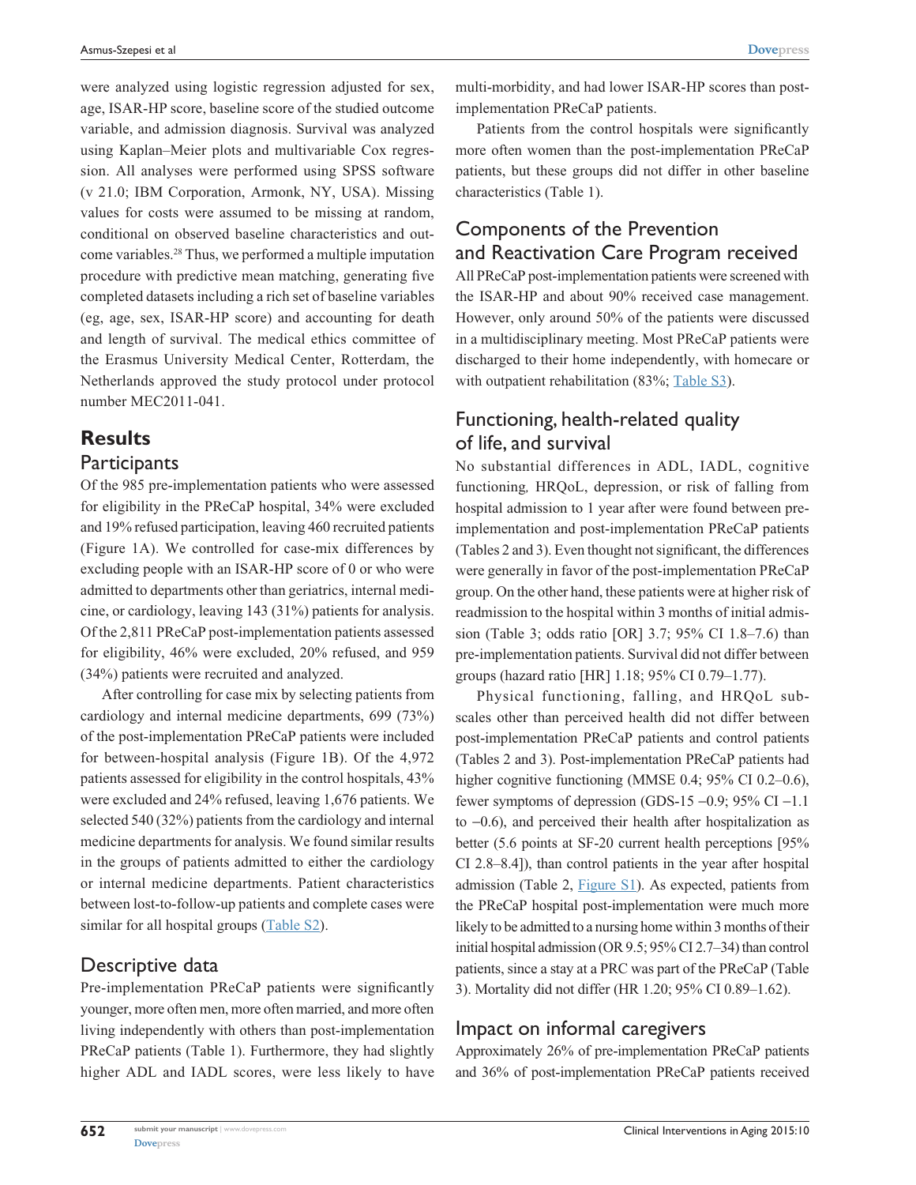were analyzed using logistic regression adjusted for sex, age, ISAR-HP score, baseline score of the studied outcome variable, and admission diagnosis. Survival was analyzed using Kaplan–Meier plots and multivariable Cox regression. All analyses were performed using SPSS software (v 21.0; IBM Corporation, Armonk, NY, USA). Missing values for costs were assumed to be missing at random, conditional on observed baseline characteristics and outcome variables.[28] Thus, we performed a multiple imputation procedure with predictive mean matching, generating five completed datasets including a rich set of baseline variables (eg, age, sex, ISAR-HP score) and accounting for death and length of survival. The medical ethics committee of the Erasmus University Medical Center, Rotterdam, the Netherlands approved the study protocol under protocol number MEC2011-041.

# Results

## Participants

Of the 985 pre-implementation patients who were assessed for eligibility in the PReCaP hospital, 34% were excluded and 19% refused participation, leaving 460 recruited patients (Figure 1A). We controlled for case-mix differences by excluding people with an ISAR-HP score of 0 or who were admitted to departments other than geriatrics, internal medicine, or cardiology, leaving 143 (31%) patients for analysis. Of the 2,811 PReCaP post-implementation patients assessed for eligibility, 46% were excluded, 20% refused, and 959 (34%) patients were recruited and analyzed.

After controlling for case mix by selecting patients from cardiology and internal medicine departments, 699 (73%) of the post-implementation PReCaP patients were included for between-hospital analysis (Figure 1B). Of the 4,972 patients assessed for eligibility in the control hospitals, 43% were excluded and 24% refused, leaving 1,676 patients. We selected 540 (32%) patients from the cardiology and internal medicine departments for analysis. We found similar results in the groups of patients admitted to either the cardiology or internal medicine departments. Patient characteristics between lost-to-follow-up patients and complete cases were similar for all hospital groups (Table S2).

## Descriptive data

Pre-implementation PReCaP patients were significantly younger, more often men, more often married, and more often living independently with others than post-implementation PReCaP patients (Table 1). Furthermore, they had slightly higher ADL and IADL scores, were less likely to have multi-morbidity, and had lower ISAR-HP scores than post-implementation PReCaP patients.

Patients from the control hospitals were significantly more often women than the post-implementation PReCaP patients, but these groups did not differ in other baseline characteristics (Table 1).

## Components of the Prevention and Reactivation Care Program received

All PReCaP post-implementation patients were screened with the ISAR-HP and about 90% received case management. However, only around 50% of the patients were discussed in a multidisciplinary meeting. Most PReCaP patients were discharged to their home independently, with homecare or with outpatient rehabilitation (83%; Table S3).

## Functioning, health-related quality of life, and survival

No substantial differences in ADL, IADL, cognitive functioning, HRQoL, depression, or risk of falling from hospital admission to 1 year after were found between pre-implementation and post-implementation PReCaP patients (Tables 2 and 3). Even thought not significant, the differences were generally in favor of the post-implementation PReCaP group. On the other hand, these patients were at higher risk of readmission to the hospital within 3 months of initial admission (Table 3; odds ratio [OR] 3.7; 95% CI 1.8–7.6) than pre-implementation patients. Survival did not differ between groups (hazard ratio [HR] 1.18; 95% CI 0.79–1.77).

Physical functioning, falling, and HRQoL subscales other than perceived health did not differ between post-implementation PReCaP patients and control patients (Tables 2 and 3). Post-implementation PReCaP patients had higher cognitive functioning (MMSE 0.4; 95% CI 0.2–0.6), fewer symptoms of depression (GDS-15 −0.9; 95% CI −1.1 to −0.6), and perceived their health after hospitalization as better (5.6 points at SF-20 current health perceptions [95% CI 2.8–8.4]), than control patients in the year after hospital admission (Table 2, Figure S1). As expected, patients from the PReCaP hospital post-implementation were much more likely to be admitted to a nursing home within 3 months of their initial hospital admission (OR 9.5; 95% CI 2.7–34) than control patients, since a stay at a PRC was part of the PReCaP (Table 3). Mortality did not differ (HR 1.20; 95% CI 0.89–1.62).

## Impact on informal caregivers

Approximately 26% of pre-implementation PReCaP patients and 36% of post-implementation PReCaP patients received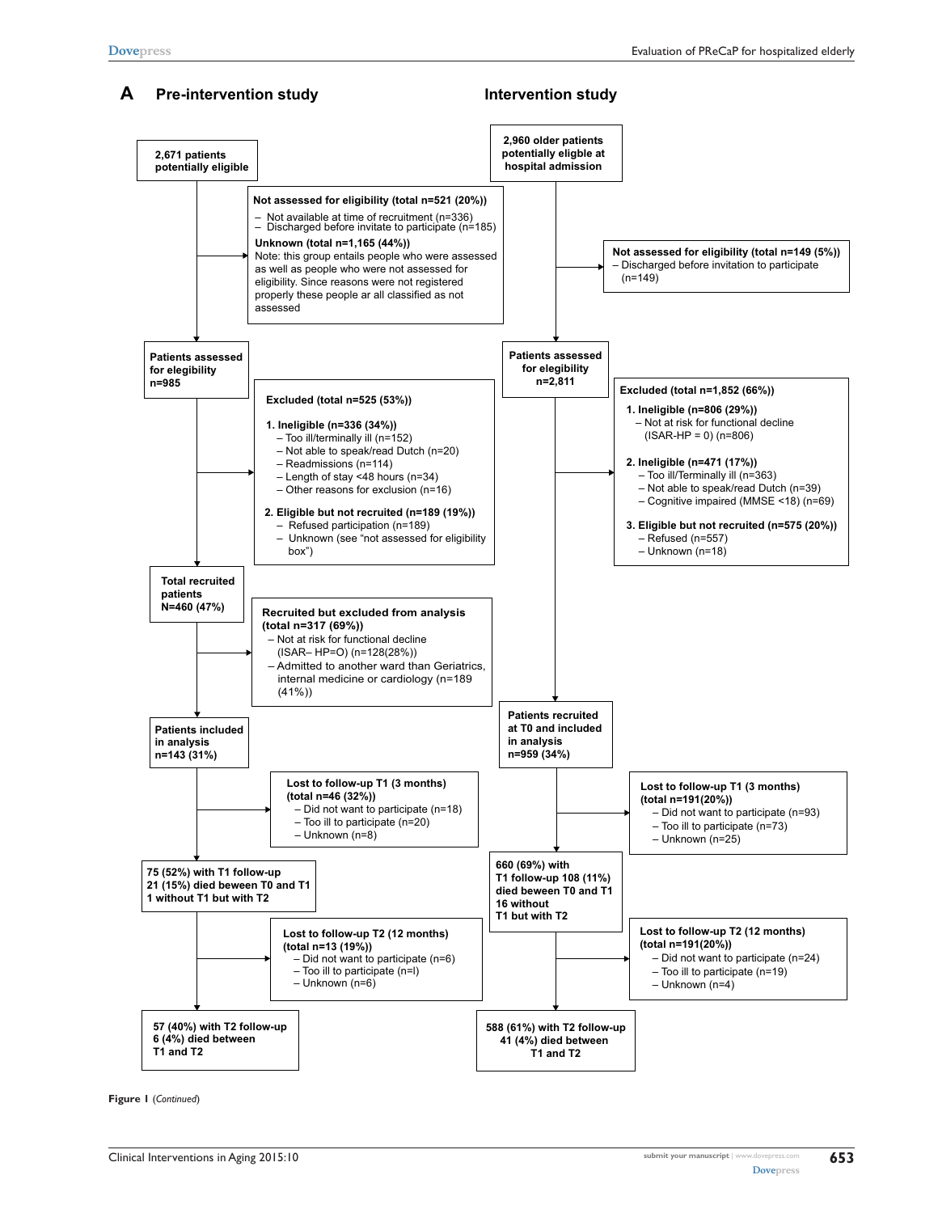**A** **Pre-intervention study** **Intervention study**

**Pre-intervention study**

**2,671 patients potentially eligible**

**Not assessed for eligibility (total n=521 (20%))**
- Not available at time of recruitment (n=336)
- Discharged before invitate to participate (n=185)

**Unknown (total n=1,165 (44%))**
Note: this group entails people who were assessed as well as people who were not assessed for eligibility. Since reasons were not registered properly these people ar all classified as not assessed

**Patients assessed for elegibility n=985**

**Excluded (total n=525 (53%))**

**1. Ineligible (n=336 (34%))**
- Too ill/terminally ill (n=152)
- Not able to speak/read Dutch (n=20)
- Readmissions (n=114)
- Length of stay <48 hours (n=34)
- Other reasons for exclusion (n=16)

**2. Eligible but not recruited (n=189 (19%))**
- Refused participation (n=189)
- Unknown (see "not assessed for eligibility box")

**Total recruited patients N=460 (47%)**

**Recruited but excluded from analysis (total n=317 (69%))**
- Not at risk for functional decline (ISAR– HP=O) (n=128(28%))
- Admitted to another ward than Geriatrics, internal medicine or cardiology (n=189 (41%))

**Patients included in analysis n=143 (31%)**

**Lost to follow-up T1 (3 months) (total n=46 (32%))**
- Did not want to participate (n=18)
- Too ill to participate (n=20)
- Unknown (n=8)

**75 (52%) with T1 follow-up 21 (15%) died beween T0 and T1 1 without T1 but with T2**

**Lost to follow-up T2 (12 months) (total n=13 (19%))**
- Did not want to participate (n=6)
- Too ill to participate (n=l)
- Unknown (n=6)

**57 (40%) with T2 follow-up 6 (4%) died between T1 and T2**

**Intervention study**

**2,960 older patients potentially eligible at hospital admission**

**Not assessed for eligibility (total n=149 (5%))**
- Discharged before invitation to participate (n=149)

**Patients assessed for elegibility n=2,811**

**Excluded (total n=1,852 (66%))**

**1. Ineligible (n=806 (29%))**
- Not at risk for functional decline (ISAR-HP = 0) (n=806)

**2. Ineligible (n=471 (17%))**
- Too ill/Terminally ill (n=363)
- Not able to speak/read Dutch (n=39)
- Cognitive impaired (MMSE <18) (n=69)

**3. Eligible but not recruited (n=575 (20%))**
- Refused (n=557)
- Unknown (n=18)

**Patients recruited at T0 and included in analysis n=959 (34%)**

**Lost to follow-up T1 (3 months) (total n=191(20%))**
- Did not want to participate (n=93)
- Too ill to participate (n=73)
- Unknown (n=25)

**660 (69%) with T1 follow-up 108 (11%) died between T0 and T1 16 without T1 but with T2**

**Lost to follow-up T2 (12 months) (total n=191(20%))**
- Did not want to participate (n=24)
- Too ill to participate (n=19)
- Unknown (n=4)

**588 (61%) with T2 follow-up 41 (4%) died between T1 and T2**

**Figure 1** (*Continued*)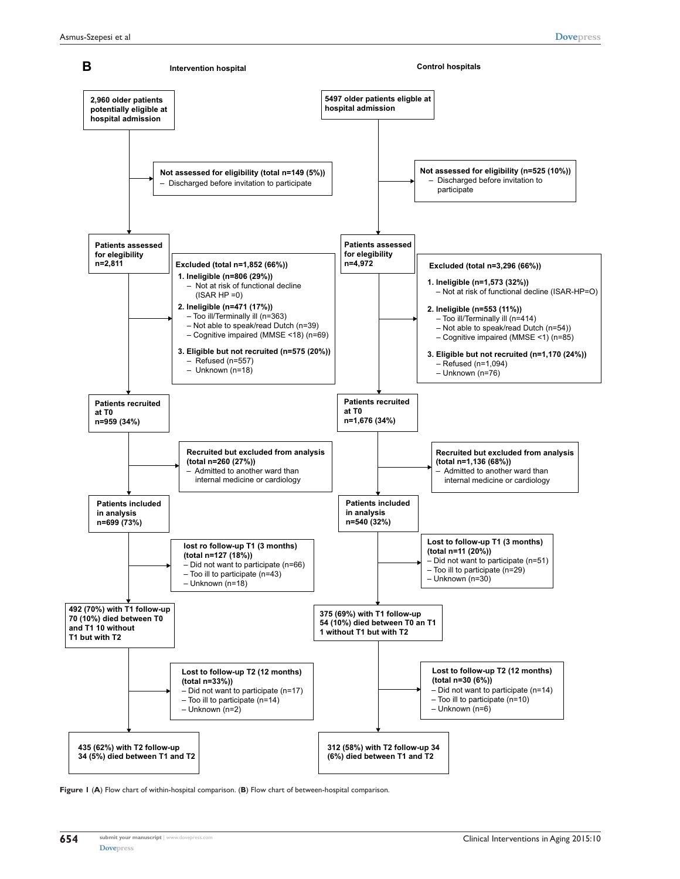**B**

**Intervention hospital**

**2,960 older patients potentially eligible at hospital admission**

**Not assessed for eligibility (total n=149 (5%))**
- Discharged before invitation to participate

**Patients assessed for eligibility n=2,811**

**Excluded (total n=1,852 (66%))**

1. **Ineligible (n=806 (29%))**
   - Not at risk of functional decline (ISAR HP =0)
2. **Ineligible (n=471 (17%))**
   - Too ill/Terminally ill (n=363)
   - Not able to speak/read Dutch (n=39)
   - Cognitive impaired (MMSE <18) (n=69)
3. **Eligible but not recruited (n=575 (20%))**
   - Refused (n=557)
   - Unknown (n=18)

**Patients recruited at T0 n=959 (34%)**

**Recruited but excluded from analysis (total n=260 (27%))**
- Admitted to another ward than internal medicine or cardiology

**Patients included in analysis n=699 (73%)**

**lost ro follow-up T1 (3 months) (total n=127 (18%))**
- Did not want to participate (n=66)
- Too ill to participate (n=43)
- Unknown (n=18)

**492 (70%) with T1 follow-up 70 (10%) died between T0 and T1 10 without T1 but with T2**

**Lost to follow-up T2 (12 months) (total n=33%))**
- Did not want to participate (n=17)
- Too ill to participate (n=14)
- Unknown (n=2)

**435 (62%) with T2 follow-up 34 (5%) died between T1 and T2**

**Control hospitals**

**5497 older patients eligble at hospital admission**

**Not assessed for eligibility (n=525 (10%))**
- Discharged before invitation to participate

**Patients assessed for eligibility n=4,972**

**Excluded (total n=3,296 (66%))**

1. **Ineligible (n=1,573 (32%))**
   - Not at risk of functional decline (ISAR-HP=O)
2. **Ineligible (n=553 (11%))**
   - Too ill/Terminally ill (n=414)
   - Not able to speak/read Dutch (n=54))
   - Cognitive impaired (MMSE <1) (n=85)
3. **Eligible but not recruited (n=1,170 (24%))**
   - Refused (n=1,094)
   - Unknown (n=76)

**Patients recruited at T0 n=1,676 (34%)**

**Recruited but excluded from analysis (total n=1,136 (68%))**
- Admitted to another ward than internal medicine or cardiology

**Patients included in analysis n=540 (32%)**

**Lost to follow-up T1 (3 months) (total n=11 (20%))**
- Did not want to participate (n=51)
- Too ill to participate (n=29)
- Unknown (n=30)

**375 (69%) with T1 follow-up 54 (10%) died between T0 an T1 1 without T1 but with T2**

**Lost to follow-up T2 (12 months) (total n=30 (6%))**
- Did not want to participate (n=14)
- Too ill to participate (n=10)
- Unknown (n=6)

**312 (58%) with T2 follow-up 34 (6%) died between T1 and T2**

**Figure 1** (**A**) Flow chart of within-hospital comparison. (**B**) Flow chart of between-hospital comparison.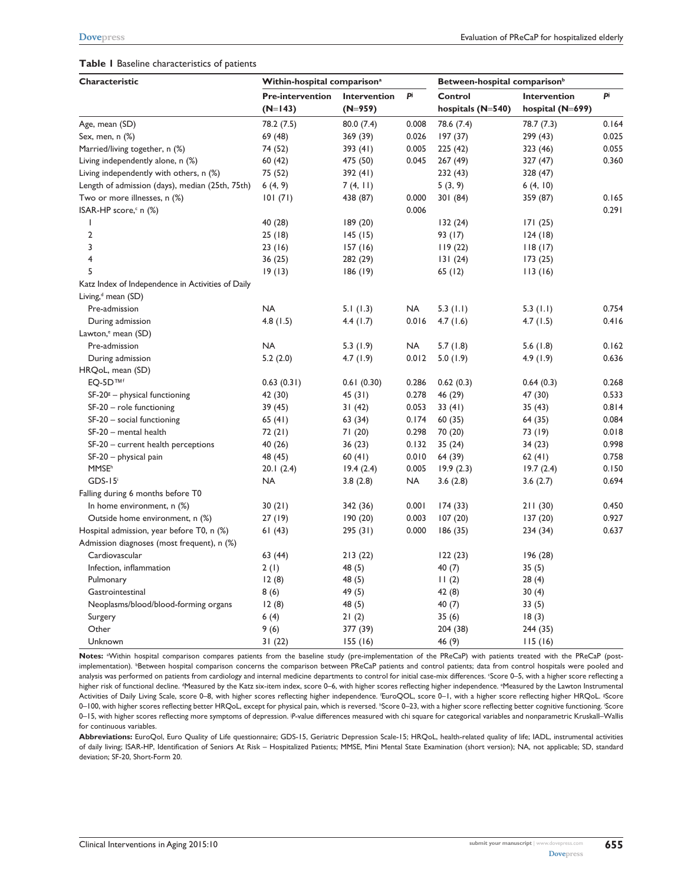**Table 1** Baseline characteristics of patients

| Characteristic | Within-hospital comparison[a] | | | Between-hospital comparison[b] | | |
|---|---|---|---|---|---|---|
| | Pre-intervention (N=143) | Intervention (N=959) | P[j] | Control hospitals (N=540) | Intervention hospital (N=699) | P[j] |
| Age, mean (SD) | 78.2 (7.5) | 80.0 (7.4) | 0.008 | 78.6 (7.4) | 78.7 (7.3) | 0.164 |
| Sex, men, n (%) | 69 (48) | 369 (39) | 0.026 | 197 (37) | 299 (43) | 0.025 |
| Married/living together, n (%) | 74 (52) | 393 (41) | 0.005 | 225 (42) | 323 (46) | 0.055 |
| Living independently alone, n (%) | 60 (42) | 475 (50) | 0.045 | 267 (49) | 327 (47) | 0.360 |
| Living independently with others, n (%) | 75 (52) | 392 (41) | | 232 (43) | 328 (47) | |
| Length of admission (days), median (25th, 75th) | 6 (4, 9) | 7 (4, 11) | | 5 (3, 9) | 6 (4, 10) | |
| Two or more illnesses, n (%) | 101 (71) | 438 (87) | 0.000 | 301 (84) | 359 (87) | 0.165 |
| ISAR-HP score,[c] n (%) | | | 0.006 | | | 0.291 |
| 1 | 40 (28) | 189 (20) | | 132 (24) | 171 (25) | |
| 2 | 25 (18) | 145 (15) | | 93 (17) | 124 (18) | |
| 3 | 23 (16) | 157 (16) | | 119 (22) | 118 (17) | |
| 4 | 36 (25) | 282 (29) | | 131 (24) | 173 (25) | |
| 5 | 19 (13) | 186 (19) | | 65 (12) | 113 (16) | |
| Katz Index of Independence in Activities of Daily Living,[d] mean (SD) | | | | | | |
| Pre-admission | NA | 5.1 (1.3) | NA | 5.3 (1.1) | 5.3 (1.1) | 0.754 |
| During admission | 4.8 (1.5) | 4.4 (1.7) | 0.016 | 4.7 (1.6) | 4.7 (1.5) | 0.416 |
| Lawton,[e] mean (SD) | | | | | | |
| Pre-admission | NA | 5.3 (1.9) | NA | 5.7 (1.8) | 5.6 (1.8) | 0.162 |
| During admission | 5.2 (2.0) | 4.7 (1.9) | 0.012 | 5.0 (1.9) | 4.9 (1.9) | 0.636 |
| HRQoL, mean (SD) | | | | | | |
| EQ-5D™[f] | 0.63 (0.31) | 0.61 (0.30) | 0.286 | 0.62 (0.3) | 0.64 (0.3) | 0.268 |
| SF-20[g] – physical functioning | 42 (30) | 45 (31) | 0.278 | 46 (29) | 47 (30) | 0.533 |
| SF-20 – role functioning | 39 (45) | 31 (42) | 0.053 | 33 (41) | 35 (43) | 0.814 |
| SF-20 – social functioning | 65 (41) | 63 (34) | 0.174 | 60 (35) | 64 (35) | 0.084 |
| SF-20 – mental health | 72 (21) | 71 (20) | 0.298 | 70 (20) | 73 (19) | 0.018 |
| SF-20 – current health perceptions | 40 (26) | 36 (23) | 0.132 | 35 (24) | 34 (23) | 0.998 |
| SF-20 – physical pain | 48 (45) | 60 (41) | 0.010 | 64 (39) | 62 (41) | 0.758 |
| MMSE[h] | 20.1 (2.4) | 19.4 (2.4) | 0.005 | 19.9 (2.3) | 19.7 (2.4) | 0.150 |
| GDS-15[i] | NA | 3.8 (2.8) | NA | 3.6 (2.8) | 3.6 (2.7) | 0.694 |
| Falling during 6 months before T0 | | | | | | |
| In home environment, n (%) | 30 (21) | 342 (36) | 0.001 | 174 (33) | 211 (30) | 0.450 |
| Outside home environment, n (%) | 27 (19) | 190 (20) | 0.003 | 107 (20) | 137 (20) | 0.927 |
| Hospital admission, year before T0, n (%) | 61 (43) | 295 (31) | 0.000 | 186 (35) | 234 (34) | 0.637 |
| Admission diagnoses (most frequent), n (%) | | | | | | |
| Cardiovascular | 63 (44) | 213 (22) | | 122 (23) | 196 (28) | |
| Infection, inflammation | 2 (1) | 48 (5) | | 40 (7) | 35 (5) | |
| Pulmonary | 12 (8) | 48 (5) | | 11 (2) | 28 (4) | |
| Gastrointestinal | 8 (6) | 49 (5) | | 42 (8) | 30 (4) | |
| Neoplasms/blood/blood-forming organs | 12 (8) | 48 (5) | | 40 (7) | 33 (5) | |
| Surgery | 6 (4) | 21 (2) | | 35 (6) | 18 (3) | |
| Other | 9 (6) | 377 (39) | | 204 (38) | 244 (35) | |
| Unknown | 31 (22) | 155 (16) | | 46 (9) | 115 (16) | |

**Notes:** [a]Within hospital comparison compares patients from the baseline study (pre-implementation of the PReCaP) with patients treated with the PReCaP (post-implementation). [b]Between hospital comparison concerns the comparison between PReCaP patients and control patients; data from control hospitals were pooled and analysis was performed on patients from cardiology and internal medicine departments to control for initial case-mix differences. [c]Score 0–5, with a higher score reflecting a higher risk of functional decline. [d]Measured by the Katz six-item index, score 0–6, with higher scores reflecting higher independence. [e]Measured by the Lawton Instrumental Activities of Daily Living Scale, score 0–8, with higher scores reflecting higher independence. [f]EuroQOL, score 0–1, with a higher score reflecting higher HRQoL. [g]Score 0–100, with higher scores reflecting better HRQoL, except for physical pain, which is reversed. [h]Score 0–23, with a higher score reflecting better cognitive functioning. [i]Score 0–15, with higher scores reflecting more symptoms of depression. [j]*P*-value differences measured with chi square for categorical variables and nonparametric Kruskall–Wallis for continuous variables.

**Abbreviations:** EuroQol, Euro Quality of Life questionnaire; GDS-15, Geriatric Depression Scale-15; HRQoL, health-related quality of life; IADL, instrumental activities of daily living; ISAR-HP, Identification of Seniors At Risk – Hospitalized Patients; MMSE, Mini Mental State Examination (short version); NA, not applicable; SD, standard deviation; SF-20, Short-Form 20.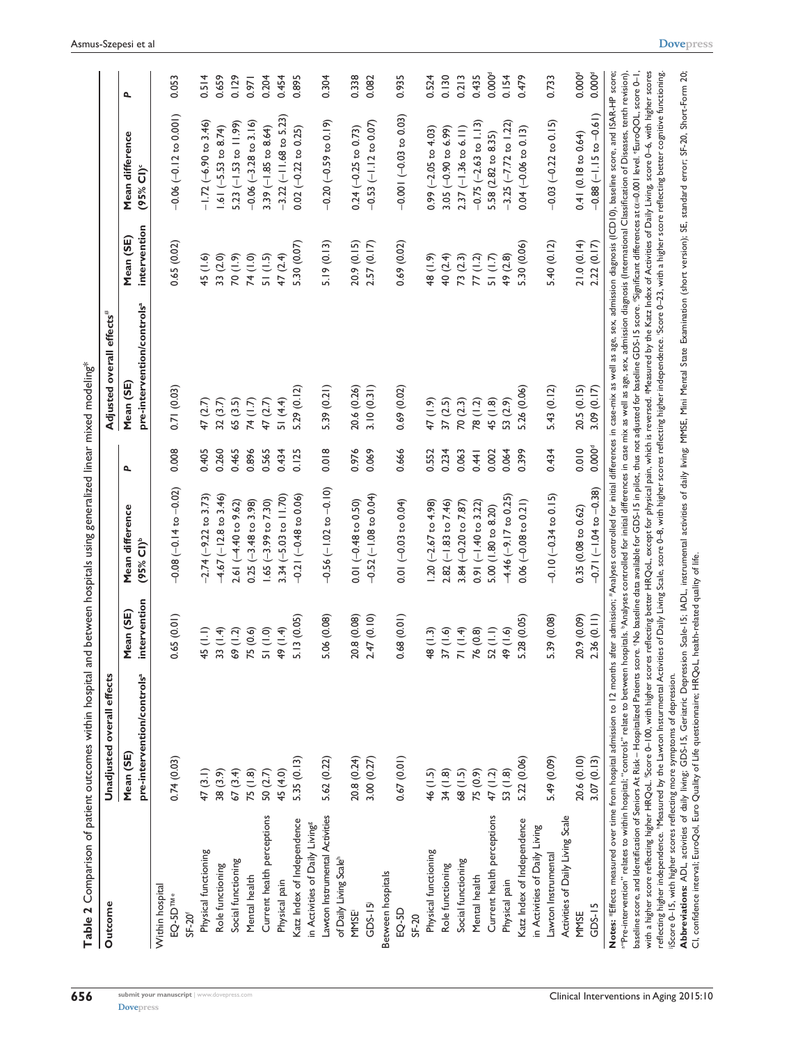**Table 2** Comparison of patient outcomes within hospital and between hospitals using generalized linear mixed modeling*

| Outcome | Unadjusted overall effects | | | | Adjusted overall effects[#] | | | |
|---|---|---|---|---|---|---|---|---|
| | Mean (SE) pre-intervention/controls[a] | Mean (SE) intervention | Mean difference (95% CI)[b] | P | Mean (SE) pre-intervention/controls[a] | Mean (SE) intervention | Mean difference (95% CI)[c] | P |
| **Within hospital** | | | | | | | | |
| EQ-5D™[e] | 0.74 (0.03) | 0.65 (0.01) | −0.08 (−0.14 to −0.02) | 0.008 | 0.71 (0.03) | 0.65 (0.02) | −0.06 (−0.12 to 0.001) | 0.053 |
| SF-20[f] | | | | | | | | |
| Physical functioning | 47 (3.1) | 45 (1.1) | −2.74 (−9.22 to 3.73) | 0.405 | 47 (2.7) | 45 (1.6) | −1.72 (−6.90 to 3.46) | 0.514 |
| Role functioning | 38 (3.9) | 33 (1.4) | −4.67 (−12.8 to 3.46) | 0.260 | 32 (3.7) | 33 (2.0) | 1.61 (−5.53 to 8.74) | 0.659 |
| Social functioning | 67 (3.4) | 69 (1.2) | 2.61 (−4.40 to 9.62) | 0.465 | 65 (3.5) | 70 (1.9) | 5.23 (−1.53 to 11.99) | 0.129 |
| Mental health | 75 (1.8) | 75 (0.6) | 0.25 (−3.48 to 3.98) | 0.896 | 74 (1.7) | 74 (1.0) | −0.06 (−3.28 to 3.16) | 0.971 |
| Current health perceptions | 50 (2.7) | 51 (1.0) | 1.65 (−3.99 to 7.30) | 0.565 | 47 (2.7) | 51 (1.5) | 3.39 (−1.85 to 8.64) | 0.204 |
| Physical pain | 45 (4.0) | 49 (1.4) | 3.34 (−5.03 to 11.70) | 0.434 | 51 (4.4) | 47 (2.4) | −3.22 (−11.68 to 5.23) | 0.454 |
| Katz Index of Independence in Activities of Daily Living[g] | 5.35 (0.13) | 5.13 (0.05) | −0.21 (−0.48 to 0.06) | 0.125 | 5.29 (0.12) | 5.30 (0.07) | 0.02 (−0.22 to 0.25) | 0.895 |
| Lawton Instrumental Activities of Daily Living Scale[h] | 5.62 (0.22) | 5.06 (0.08) | −0.56 (−1.02 to −0.10) | 0.018 | 5.39 (0.21) | 5.19 (0.13) | −0.20 (−0.59 to 0.19) | 0.304 |
| MMSE[i] | 20.8 (0.24) | 20.8 (0.08) | 0.01 (−0.48 to 0.50) | 0.976 | 20.6 (0.26) | 20.9 (0.15) | 0.24 (−0.25 to 0.73) | 0.338 |
| GDS-15[j] | 3.00 (0.27) | 2.47 (0.10) | −0.52 (−1.08 to 0.04) | 0.069 | 3.10 (0.31) | 2.57 (0.17) | −0.53 (−1.12 to 0.07) | 0.082 |
| **Between hospitals** | | | | | | | | |
| EQ-5D | 0.67 (0.01) | 0.68 (0.01) | 0.01 (−0.03 to 0.04) | 0.666 | 0.69 (0.02) | 0.69 (0.02) | −0.001 (−0.03 to 0.03) | 0.935 |
| SF-20 | | | | | | | | |
| Physical functioning | 46 (1.5) | 48 (1.3) | 1.20 (−2.67 to 4.98) | 0.552 | 47 (1.9) | 48 (1.9) | 0.99 (−2.05 to 4.03) | 0.524 |
| Role functioning | 34 (1.8) | 37 (1.6) | 2.82 (−1.83 to 7.46) | 0.234 | 37 (2.5) | 40 (2.4) | 3.05 (−0.90 to 6.99) | 0.130 |
| Social functioning | 68 (1.5) | 71 (1.4) | 3.84 (−0.20 to 7.87) | 0.063 | 70 (2.3) | 73 (2.3) | 2.37 (−1.36 to 6.11) | 0.213 |
| Mental health | 75 (0.9) | 76 (0.8) | 0.91 (−1.40 to 3.22) | 0.441 | 78 (1.2) | 77 (1.2) | −0.75 (−2.63 to 1.13) | 0.435 |
| Current health perceptions | 47 (1.2) | 52 (1.1) | 5.00 (1.80 to 8.20) | 0.002 | 45 (1.8) | 51 (1.7) | 5.58 (2.82 to 8.35) | 0.000[d] |
| Physical pain | 53 (1.8) | 49 (1.6) | −4.46 (−9.17 to 0.25) | 0.064 | 53 (2.9) | 49 (2.8) | −3.25 (−7.72 to 1.22) | 0.154 |
| Katz Index of Independence in Activities of Daily Living | 5.22 (0.06) | 5.28 (0.05) | 0.06 (−0.08 to 0.21) | 0.399 | 5.26 (0.06) | 5.30 (0.06) | 0.04 (−0.06 to 0.13) | 0.479 |
| Lawton Instrumental Activities of Daily Living Scale | 5.49 (0.09) | 5.39 (0.08) | −0.10 (−0.34 to 0.15) | 0.434 | 5.43 (0.12) | 5.40 (0.12) | −0.03 (−0.22 to 0.15) | 0.733 |
| MMSE | 20.6 (0.10) | 20.9 (0.09) | 0.35 (0.08 to 0.62) | 0.010 | 20.5 (0.15) | 21.0 (0.14) | 0.41 (0.18 to 0.64) | 0.000[d] |
| GDS-15 | 3.07 (0.13) | 2.36 (0.11) | −0.71 (−1.04 to −0.38) | 0.000[d] | 3.09 (0.17) | 2.22 (0.17) | −0.88 (−1.15 to −0.61) | 0.000[d] |

**Notes:** *Effects measured over time from hospital admission to 12 months after admission; #Analyses controlled for initial differences in case-mix as well as age, sex, admission diagnosis (ICD10), baseline score, and ISAR-HP score; [a]"Pre-intervention" relates to within hospital; "controls" relate to between hospitals. [b]Analyses controlled for initial differences in case mix as well as age, sex, admission diagnosis (International Classification of Diseases, tenth revision), baseline score, and Identification of Seniors At Risk – Hospitalized Patients score. [c]No baseline data available for GDS-15 in pilot, thus not adjusted for baseline GDS-15 score. [d]Significant differences at α=0.001 level. [e]EuroQOL, score 0–1, with a higher score reflecting higher HRQoL. [f]Score 0–100, with higher scores reflecting better HRQoL, except for physical pain, which is reversed. [g]Measured by the Katz Index of Activities of Daily Living, score 0–6, with higher scores reflecting higher independence. [h]Measured by the Lawton Insturmental Activities of Daily Living Scale, score 0–8, with higher scores reflecting higher independence. [i]Score 0–23, with a higher score reflecting better cognitive functioning. [j]Score 0–15, with higher scores reflecting more symptoms of depression.

**Abbreviations:** ADL, activities of daily living; GDS-15, Geriatric Depression Scale-15; IADL, instrumental activities of daily living; MMSE, Mini Mental State Examination (short version); SE, standard error; SF-20, Short-Form 20; CI, confidence interval; EuroQol, Euro Quality of Life questionnaire; HRQoL, health-related quality of life.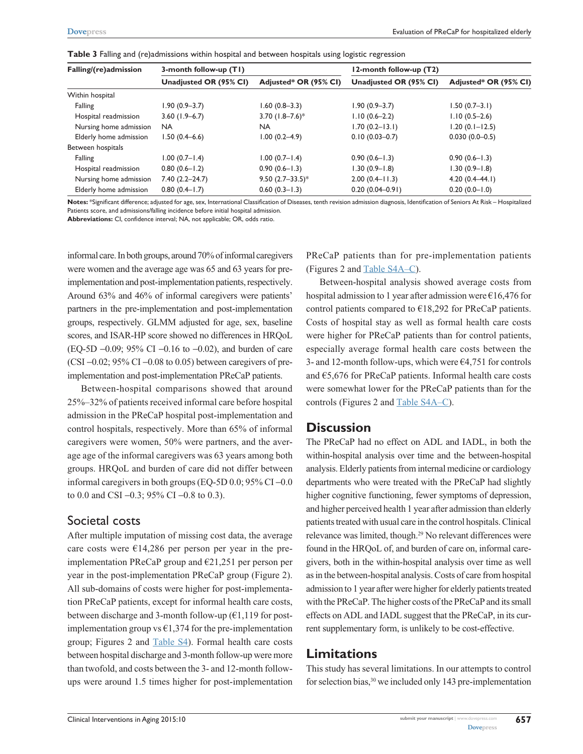**Table 3** Falling and (re)admissions within hospital and between hospitals using logistic regression

| Falling/(re)admission | 3-month follow-up (T1) | | 12-month follow-up (T2) | |
|---|---|---|---|---|
| | Unadjusted OR (95% CI) | Adjusted* OR (95% CI) | Unadjusted OR (95% CI) | Adjusted* OR (95% CI) |
| Within hospital | | | | |
| Falling | 1.90 (0.9–3.7) | 1.60 (0.8–3.3) | 1.90 (0.9–3.7) | 1.50 (0.7–3.1) |
| Hospital readmission | 3.60 (1.9–6.7) | 3.70 (1.8–7.6)* | 1.10 (0.6–2.2) | 1.10 (0.5–2.6) |
| Nursing home admission | NA | NA | 1.70 (0.2–13.1) | 1.20 (0.1–12.5) |
| Elderly home admission | 1.50 (0.4–6.6) | 1.00 (0.2–4.9) | 0.10 (0.03–0.7) | 0.030 (0.0–0.5) |
| Between hospitals | | | | |
| Falling | 1.00 (0.7–1.4) | 1.00 (0.7–1.4) | 0.90 (0.6–1.3) | 0.90 (0.6–1.3) |
| Hospital readmission | 0.80 (0.6–1.2) | 0.90 (0.6–1.3) | 1.30 (0.9–1.8) | 1.30 (0.9–1.8) |
| Nursing home admission | 7.40 (2.2–24.7) | 9.50 (2.7–33.5)* | 2.00 (0.4–11.3) | 4.20 (0.4–44.1) |
| Elderly home admission | 0.80 (0.4–1.7) | 0.60 (0.3–1.3) | 0.20 (0.04–0.91) | 0.20 (0.0–1.0) |

**Notes:** *Significant difference; adjusted for age, sex, International Classification of Diseases, tenth revision admission diagnosis, Identification of Seniors At Risk – Hospitalized Patients score, and admissions/falling incidence before initial hospital admission.
**Abbreviations:** CI, confidence interval; NA, not applicable; OR, odds ratio.

informal care. In both groups, around 70% of informal caregivers were women and the average age was 65 and 63 years for pre-implementation and post-implementation patients, respectively. Around 63% and 46% of informal caregivers were patients' partners in the pre-implementation and post-implementation groups, respectively. GLMM adjusted for age, sex, baseline scores, and ISAR-HP score showed no differences in HRQoL (EQ-5D –0.09; 95% CI –0.16 to –0.02), and burden of care (CSI –0.02; 95% CI –0.08 to 0.05) between caregivers of pre-implementation and post-implementation PReCaP patients.

Between-hospital comparisons showed that around 25%–32% of patients received informal care before hospital admission in the PReCaP hospital post-implementation and control hospitals, respectively. More than 65% of informal caregivers were women, 50% were partners, and the average age of the informal caregivers was 63 years among both groups. HRQoL and burden of care did not differ between informal caregivers in both groups (EQ-5D 0.0; 95% CI –0.0 to 0.0 and CSI –0.3; 95% CI –0.8 to 0.3).

### Societal costs

After multiple imputation of missing cost data, the average care costs were €14,286 per person per year in the pre-implementation PReCaP group and €21,251 per person per year in the post-implementation PReCaP group (Figure 2). All sub-domains of costs were higher for post-implementation PReCaP patients, except for informal health care costs, between discharge and 3-month follow-up (€1,119 for post-implementation group vs €1,374 for the pre-implementation group; Figures 2 and Table S4). Formal health care costs between hospital discharge and 3-month follow-up were more than twofold, and costs between the 3- and 12-month follow-ups were around 1.5 times higher for post-implementation PReCaP patients than for pre-implementation patients (Figures 2 and Table S4A–C).

Between-hospital analysis showed average costs from hospital admission to 1 year after admission were €16,476 for control patients compared to €18,292 for PReCaP patients. Costs of hospital stay as well as formal health care costs were higher for PReCaP patients than for control patients, especially average formal health care costs between the 3- and 12-month follow-ups, which were €4,751 for controls and €5,676 for PReCaP patients. Informal health care costs were somewhat lower for the PReCaP patients than for the controls (Figures 2 and Table S4A–C).

## Discussion

The PReCaP had no effect on ADL and IADL, in both the within-hospital analysis over time and the between-hospital analysis. Elderly patients from internal medicine or cardiology departments who were treated with the PReCaP had slightly higher cognitive functioning, fewer symptoms of depression, and higher perceived health 1 year after admission than elderly patients treated with usual care in the control hospitals. Clinical relevance was limited, though.[29] No relevant differences were found in the HRQoL of, and burden of care on, informal caregivers, both in the within-hospital analysis over time as well as in the between-hospital analysis. Costs of care from hospital admission to 1 year after were higher for elderly patients treated with the PReCaP. The higher costs of the PReCaP and its small effects on ADL and IADL suggest that the PReCaP, in its current supplementary form, is unlikely to be cost-effective.

## Limitations

This study has several limitations. In our attempts to control for selection bias,[30] we included only 143 pre-implementation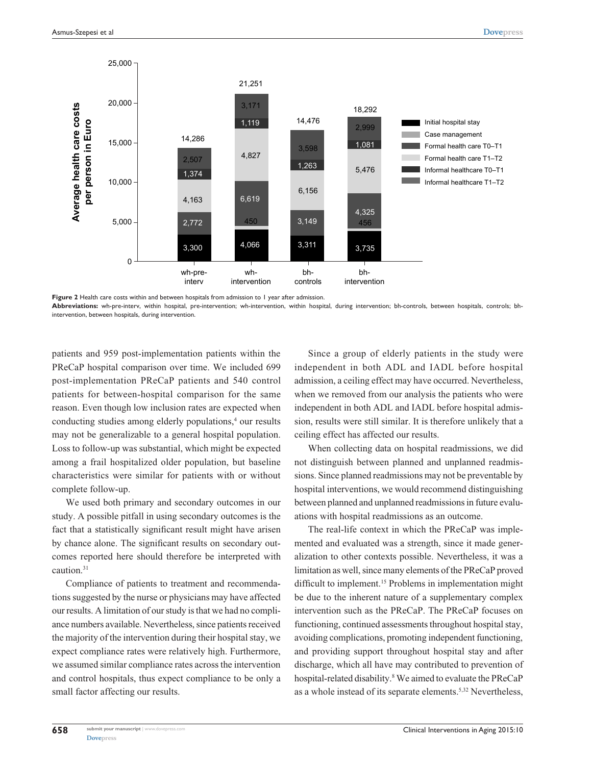25,000
20,000
15,000
10,000
5,000
0

Average health care costs per person in Euro

14,286
2,507
1,374
4,163
2,772
3,300
wh-pre-interv

21,251
3,171
1,119
4,827
6,619
450
4,066
wh-intervention

14,476
3,598
1,263
6,156
3,149
3,311
bh-controls

18,292
2,999
1,081
5,476
4,325
456
3,735
bh-intervention

Initial hospital stay
Case management
Formal health care T0–T1
Formal health care T1–T2
Informal healthcare T0–T1
Informal healthcare T1–T2

**Figure 2** Health care costs within and between hospitals from admission to 1 year after admission.

**Abbreviations:** wh-pre-interv, within hospital, pre-intervention; wh-intervention, within hospital, during intervention; bh-controls, between hospitals, controls; bh-intervention, between hospitals, during intervention.

patients and 959 post-implementation patients within the PReCaP hospital comparison over time. We included 699 post-implementation PReCaP patients and 540 control patients for between-hospital comparison for the same reason. Even though low inclusion rates are expected when conducting studies among elderly populations,[4] our results may not be generalizable to a general hospital population. Loss to follow-up was substantial, which might be expected among a frail hospitalized older population, but baseline characteristics were similar for patients with or without complete follow-up.

We used both primary and secondary outcomes in our study. A possible pitfall in using secondary outcomes is the fact that a statistically significant result might have arisen by chance alone. The significant results on secondary outcomes reported here should therefore be interpreted with caution.[31]

Compliance of patients to treatment and recommendations suggested by the nurse or physicians may have affected our results. A limitation of our study is that we had no compliance numbers available. Nevertheless, since patients received the majority of the intervention during their hospital stay, we expect compliance rates were relatively high. Furthermore, we assumed similar compliance rates across the intervention and control hospitals, thus expect compliance to be only a small factor affecting our results.

Since a group of elderly patients in the study were independent in both ADL and IADL before hospital admission, a ceiling effect may have occurred. Nevertheless, when we removed from our analysis the patients who were independent in both ADL and IADL before hospital admission, results were still similar. It is therefore unlikely that a ceiling effect has affected our results.

When collecting data on hospital readmissions, we did not distinguish between planned and unplanned readmissions. Since planned readmissions may not be preventable by hospital interventions, we would recommend distinguishing between planned and unplanned readmissions in future evaluations with hospital readmissions as an outcome.

The real-life context in which the PReCaP was implemented and evaluated was a strength, since it made generalization to other contexts possible. Nevertheless, it was a limitation as well, since many elements of the PReCaP proved difficult to implement.[15] Problems in implementation might be due to the inherent nature of a supplementary complex intervention such as the PReCaP. The PReCaP focuses on functioning, continued assessments throughout hospital stay, avoiding complications, promoting independent functioning, and providing support throughout hospital stay and after discharge, which all have may contributed to prevention of hospital-related disability.[8] We aimed to evaluate the PReCaP as a whole instead of its separate elements.[5,32] Nevertheless,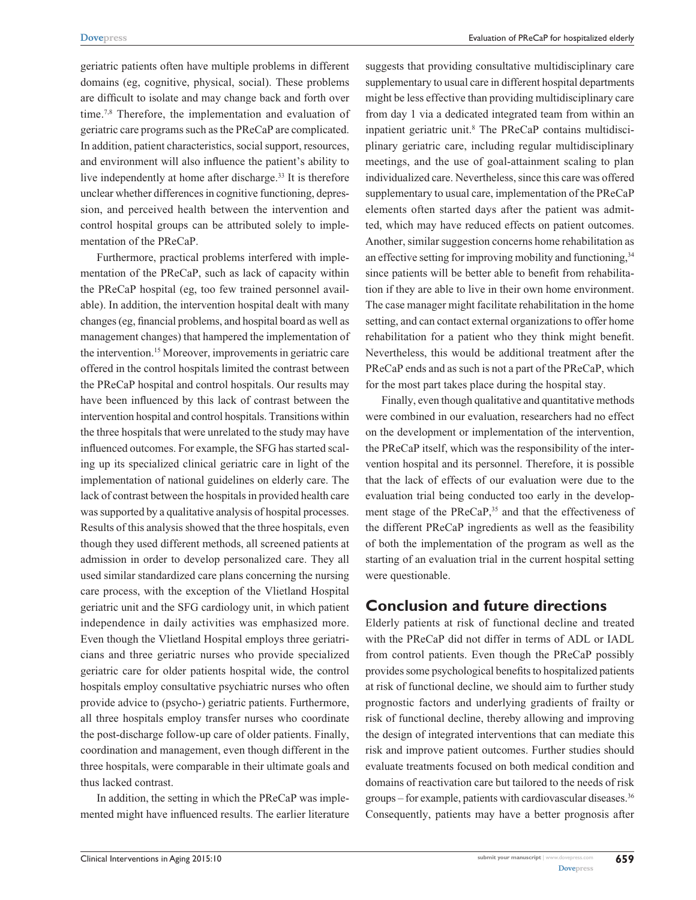geriatric patients often have multiple problems in different domains (eg, cognitive, physical, social). These problems are difficult to isolate and may change back and forth over time.[7,8] Therefore, the implementation and evaluation of geriatric care programs such as the PReCaP are complicated. In addition, patient characteristics, social support, resources, and environment will also influence the patient's ability to live independently at home after discharge.[33] It is therefore unclear whether differences in cognitive functioning, depression, and perceived health between the intervention and control hospital groups can be attributed solely to implementation of the PReCaP.

Furthermore, practical problems interfered with implementation of the PReCaP, such as lack of capacity within the PReCaP hospital (eg, too few trained personnel available). In addition, the intervention hospital dealt with many changes (eg, financial problems, and hospital board as well as management changes) that hampered the implementation of the intervention.[15] Moreover, improvements in geriatric care offered in the control hospitals limited the contrast between the PReCaP hospital and control hospitals. Our results may have been influenced by this lack of contrast between the intervention hospital and control hospitals. Transitions within the three hospitals that were unrelated to the study may have influenced outcomes. For example, the SFG has started scaling up its specialized clinical geriatric care in light of the implementation of national guidelines on elderly care. The lack of contrast between the hospitals in provided health care was supported by a qualitative analysis of hospital processes. Results of this analysis showed that the three hospitals, even though they used different methods, all screened patients at admission in order to develop personalized care. They all used similar standardized care plans concerning the nursing care process, with the exception of the Vlietland Hospital geriatric unit and the SFG cardiology unit, in which patient independence in daily activities was emphasized more. Even though the Vlietland Hospital employs three geriatricians and three geriatric nurses who provide specialized geriatric care for older patients hospital wide, the control hospitals employ consultative psychiatric nurses who often provide advice to (psycho-) geriatric patients. Furthermore, all three hospitals employ transfer nurses who coordinate the post-discharge follow-up care of older patients. Finally, coordination and management, even though different in the three hospitals, were comparable in their ultimate goals and thus lacked contrast.

In addition, the setting in which the PReCaP was implemented might have influenced results. The earlier literature suggests that providing consultative multidisciplinary care supplementary to usual care in different hospital departments might be less effective than providing multidisciplinary care from day 1 via a dedicated integrated team from within an inpatient geriatric unit.[8] The PReCaP contains multidisciplinary geriatric care, including regular multidisciplinary meetings, and the use of goal-attainment scaling to plan individualized care. Nevertheless, since this care was offered supplementary to usual care, implementation of the PReCaP elements often started days after the patient was admitted, which may have reduced effects on patient outcomes. Another, similar suggestion concerns home rehabilitation as an effective setting for improving mobility and functioning,[34] since patients will be better able to benefit from rehabilitation if they are able to live in their own home environment. The case manager might facilitate rehabilitation in the home setting, and can contact external organizations to offer home rehabilitation for a patient who they think might benefit. Nevertheless, this would be additional treatment after the PReCaP ends and as such is not a part of the PReCaP, which for the most part takes place during the hospital stay.

Finally, even though qualitative and quantitative methods were combined in our evaluation, researchers had no effect on the development or implementation of the intervention, the PReCaP itself, which was the responsibility of the intervention hospital and its personnel. Therefore, it is possible that the lack of effects of our evaluation were due to the evaluation trial being conducted too early in the development stage of the PReCaP,[35] and that the effectiveness of the different PReCaP ingredients as well as the feasibility of both the implementation of the program as well as the starting of an evaluation trial in the current hospital setting were questionable.

## Conclusion and future directions

Elderly patients at risk of functional decline and treated with the PReCaP did not differ in terms of ADL or IADL from control patients. Even though the PReCaP possibly provides some psychological benefits to hospitalized patients at risk of functional decline, we should aim to further study prognostic factors and underlying gradients of frailty or risk of functional decline, thereby allowing and improving the design of integrated interventions that can mediate this risk and improve patient outcomes. Further studies should evaluate treatments focused on both medical condition and domains of reactivation care but tailored to the needs of risk groups – for example, patients with cardiovascular diseases.[36] Consequently, patients may have a better prognosis after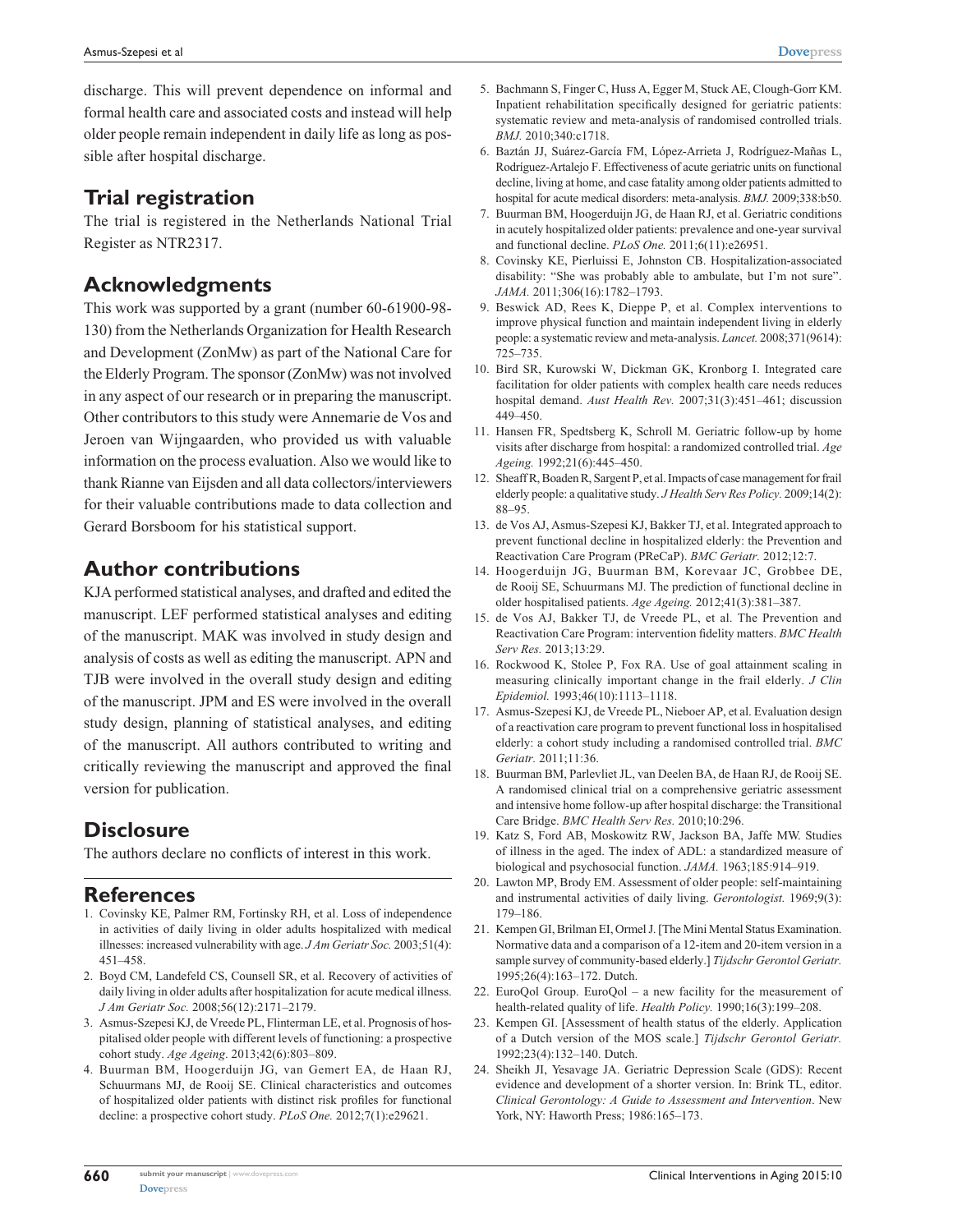discharge. This will prevent dependence on informal and formal health care and associated costs and instead will help older people remain independent in daily life as long as possible after hospital discharge.

## Trial registration

The trial is registered in the Netherlands National Trial Register as NTR2317.

## Acknowledgments

This work was supported by a grant (number 60-61900-98-130) from the Netherlands Organization for Health Research and Development (ZonMw) as part of the National Care for the Elderly Program. The sponsor (ZonMw) was not involved in any aspect of our research or in preparing the manuscript. Other contributors to this study were Annemarie de Vos and Jeroen van Wijngaarden, who provided us with valuable information on the process evaluation. Also we would like to thank Rianne van Eijsden and all data collectors/interviewers for their valuable contributions made to data collection and Gerard Borsboom for his statistical support.

## Author contributions

KJA performed statistical analyses, and drafted and edited the manuscript. LEF performed statistical analyses and editing of the manuscript. MAK was involved in study design and analysis of costs as well as editing the manuscript. APN and TJB were involved in the overall study design and editing of the manuscript. JPM and ES were involved in the overall study design, planning of statistical analyses, and editing of the manuscript. All authors contributed to writing and critically reviewing the manuscript and approved the final version for publication.

## Disclosure

The authors declare no conflicts of interest in this work.

## References

1. Covinsky KE, Palmer RM, Fortinsky RH, et al. Loss of independence in activities of daily living in older adults hospitalized with medical illnesses: increased vulnerability with age. *J Am Geriatr Soc.* 2003;51(4): 451–458.
2. Boyd CM, Landefeld CS, Counsell SR, et al. Recovery of activities of daily living in older adults after hospitalization for acute medical illness. *J Am Geriatr Soc.* 2008;56(12):2171–2179.
3. Asmus-Szepesi KJ, de Vreede PL, Flinterman LE, et al. Prognosis of hospitalised older people with different levels of functioning: a prospective cohort study. *Age Ageing*. 2013;42(6):803–809.
4. Buurman BM, Hoogerduijn JG, van Gemert EA, de Haan RJ, Schuurmans MJ, de Rooij SE. Clinical characteristics and outcomes of hospitalized older patients with distinct risk profiles for functional decline: a prospective cohort study. *PLoS One.* 2012;7(1):e29621.
5. Bachmann S, Finger C, Huss A, Egger M, Stuck AE, Clough-Gorr KM. Inpatient rehabilitation specifically designed for geriatric patients: systematic review and meta-analysis of randomised controlled trials. *BMJ.* 2010;340:c1718.
6. Baztán JJ, Suárez-García FM, López-Arrieta J, Rodríguez-Mañas L, Rodríguez-Artalejo F. Effectiveness of acute geriatric units on functional decline, living at home, and case fatality among older patients admitted to hospital for acute medical disorders: meta-analysis. *BMJ.* 2009;338:b50.
7. Buurman BM, Hoogerduijn JG, de Haan RJ, et al. Geriatric conditions in acutely hospitalized older patients: prevalence and one-year survival and functional decline. *PLoS One.* 2011;6(11):e26951.
8. Covinsky KE, Pierluissi E, Johnston CB. Hospitalization-associated disability: "She was probably able to ambulate, but I'm not sure". *JAMA.* 2011;306(16):1782–1793.
9. Beswick AD, Rees K, Dieppe P, et al. Complex interventions to improve physical function and maintain independent living in elderly people: a systematic review and meta-analysis. *Lancet.* 2008;371(9614): 725–735.
10. Bird SR, Kurowski W, Dickman GK, Kronborg I. Integrated care facilitation for older patients with complex health care needs reduces hospital demand. *Aust Health Rev.* 2007;31(3):451–461; discussion 449–450.
11. Hansen FR, Spedtsberg K, Schroll M. Geriatric follow-up by home visits after discharge from hospital: a randomized controlled trial. *Age Ageing.* 1992;21(6):445–450.
12. Sheaff R, Boaden R, Sargent P, et al. Impacts of case management for frail elderly people: a qualitative study. *J Health Serv Res Policy.* 2009;14(2): 88–95.
13. de Vos AJ, Asmus-Szepesi KJ, Bakker TJ, et al. Integrated approach to prevent functional decline in hospitalized elderly: the Prevention and Reactivation Care Program (PReCaP). *BMC Geriatr.* 2012;12:7.
14. Hoogerduijn JG, Buurman BM, Korevaar JC, Grobbee DE, de Rooij SE, Schuurmans MJ. The prediction of functional decline in older hospitalised patients. *Age Ageing.* 2012;41(3):381–387.
15. de Vos AJ, Bakker TJ, de Vreede PL, et al. The Prevention and Reactivation Care Program: intervention fidelity matters. *BMC Health Serv Res.* 2013;13:29.
16. Rockwood K, Stolee P, Fox RA. Use of goal attainment scaling in measuring clinically important change in the frail elderly. *J Clin Epidemiol.* 1993;46(10):1113–1118.
17. Asmus-Szepesi KJ, de Vreede PL, Nieboer AP, et al. Evaluation design of a reactivation care program to prevent functional loss in hospitalised elderly: a cohort study including a randomised controlled trial. *BMC Geriatr.* 2011;11:36.
18. Buurman BM, Parlevliet JL, van Deelen BA, de Haan RJ, de Rooij SE. A randomised clinical trial on a comprehensive geriatric assessment and intensive home follow-up after hospital discharge: the Transitional Care Bridge. *BMC Health Serv Res.* 2010;10:296.
19. Katz S, Ford AB, Moskowitz RW, Jackson BA, Jaffe MW. Studies of illness in the aged. The index of ADL: a standardized measure of biological and psychosocial function. *JAMA.* 1963;185:914–919.
20. Lawton MP, Brody EM. Assessment of older people: self-maintaining and instrumental activities of daily living. *Gerontologist.* 1969;9(3): 179–186.
21. Kempen GI, Brilman EI, Ormel J. [The Mini Mental Status Examination. Normative data and a comparison of a 12-item and 20-item version in a sample survey of community-based elderly.] *Tijdschr Gerontol Geriatr.* 1995;26(4):163–172. Dutch.
22. EuroQol Group. EuroQol – a new facility for the measurement of health-related quality of life. *Health Policy.* 1990;16(3):199–208.
23. Kempen GI. [Assessment of health status of the elderly. Application of a Dutch version of the MOS scale.] *Tijdschr Gerontol Geriatr.* 1992;23(4):132–140. Dutch.
24. Sheikh JI, Yesavage JA. Geriatric Depression Scale (GDS): Recent evidence and development of a shorter version. In: Brink TL, editor. *Clinical Gerontology: A Guide to Assessment and Intervention*. New York, NY: Haworth Press; 1986:165–173.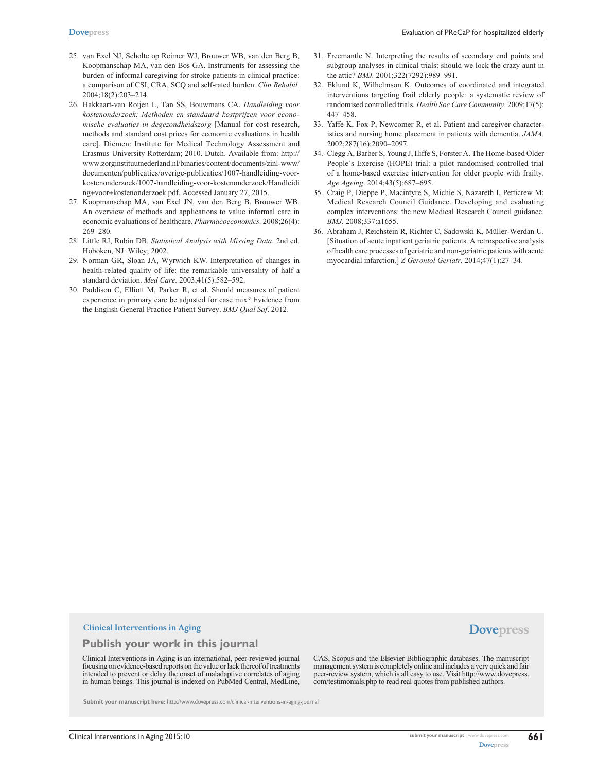25. van Exel NJ, Scholte op Reimer WJ, Brouwer WB, van den Berg B, Koopmanschap MA, van den Bos GA. Instruments for assessing the burden of informal caregiving for stroke patients in clinical practice: a comparison of CSI, CRA, SCQ and self-rated burden. *Clin Rehabil.* 2004;18(2):203–214.
26. Hakkaart-van Roijen L, Tan SS, Bouwmans CA. *Handleiding voor kostenonderzoek: Methoden en standaard kostprijzen voor economische evaluaties in degezondheidszorg* [Manual for cost research, methods and standard cost prices for economic evaluations in health care]. Diemen: Institute for Medical Technology Assessment and Erasmus University Rotterdam; 2010. Dutch. Available from: http://www.zorginstituutnederland.nl/binaries/content/documents/zinl-www/documenten/publicaties/overige-publicaties/1007-handleiding-voor-kostenonderzoek/1007-handleiding-voor-kostenonderzoek/Handleiding+voor+kostenonderzoek.pdf. Accessed January 27, 2015.
27. Koopmanschap MA, van Exel JN, van den Berg B, Brouwer WB. An overview of methods and applications to value informal care in economic evaluations of healthcare. *Pharmacoeconomics.* 2008;26(4):269–280.
28. Little RJ, Rubin DB. *Statistical Analysis with Missing Data*. 2nd ed. Hoboken, NJ: Wiley; 2002.
29. Norman GR, Sloan JA, Wyrwich KW. Interpretation of changes in health-related quality of life: the remarkable universality of half a standard deviation. *Med Care.* 2003;41(5):582–592.
30. Paddison C, Elliott M, Parker R, et al. Should measures of patient experience in primary care be adjusted for case mix? Evidence from the English General Practice Patient Survey. *BMJ Qual Saf*. 2012.
31. Freemantle N. Interpreting the results of secondary end points and subgroup analyses in clinical trials: should we lock the crazy aunt in the attic? *BMJ.* 2001;322(7292):989–991.
32. Eklund K, Wilhelmson K. Outcomes of coordinated and integrated interventions targeting frail elderly people: a systematic review of randomised controlled trials. *Health Soc Care Community.* 2009;17(5):447–458.
33. Yaffe K, Fox P, Newcomer R, et al. Patient and caregiver characteristics and nursing home placement in patients with dementia. *JAMA.* 2002;287(16):2090–2097.
34. Clegg A, Barber S, Young J, Iliffe S, Forster A. The Home-based Older People's Exercise (HOPE) trial: a pilot randomised controlled trial of a home-based exercise intervention for older people with frailty. *Age Ageing*. 2014;43(5):687–695.
35. Craig P, Dieppe P, Macintyre S, Michie S, Nazareth I, Petticrew M; Medical Research Council Guidance. Developing and evaluating complex interventions: the new Medical Research Council guidance. *BMJ.* 2008;337:a1655.
36. Abraham J, Reichstein R, Richter C, Sadowski K, Müller-Werdan U. [Situation of acute inpatient geriatric patients. A retrospective analysis of health care processes of geriatric and non-geriatric patients with acute myocardial infarction.] *Z Gerontol Geriatr.* 2014;47(1):27–34.

**Clinical Interventions in Aging**

**Publish your work in this journal**

Clinical Interventions in Aging is an international, peer-reviewed journal focusing on evidence-based reports on the value or lack thereof of treatments intended to prevent or delay the onset of maladaptive correlates of aging in human beings. This journal is indexed on PubMed Central, MedLine, CAS, Scopus and the Elsevier Bibliographic databases. The manuscript management system is completely online and includes a very quick and fair peer-review system, which is all easy to use. Visit http://www.dovepress.com/testimonials.php to read real quotes from published authors.

**Submit your manuscript here:** http://www.dovepress.com/clinical-interventions-in-aging-journal